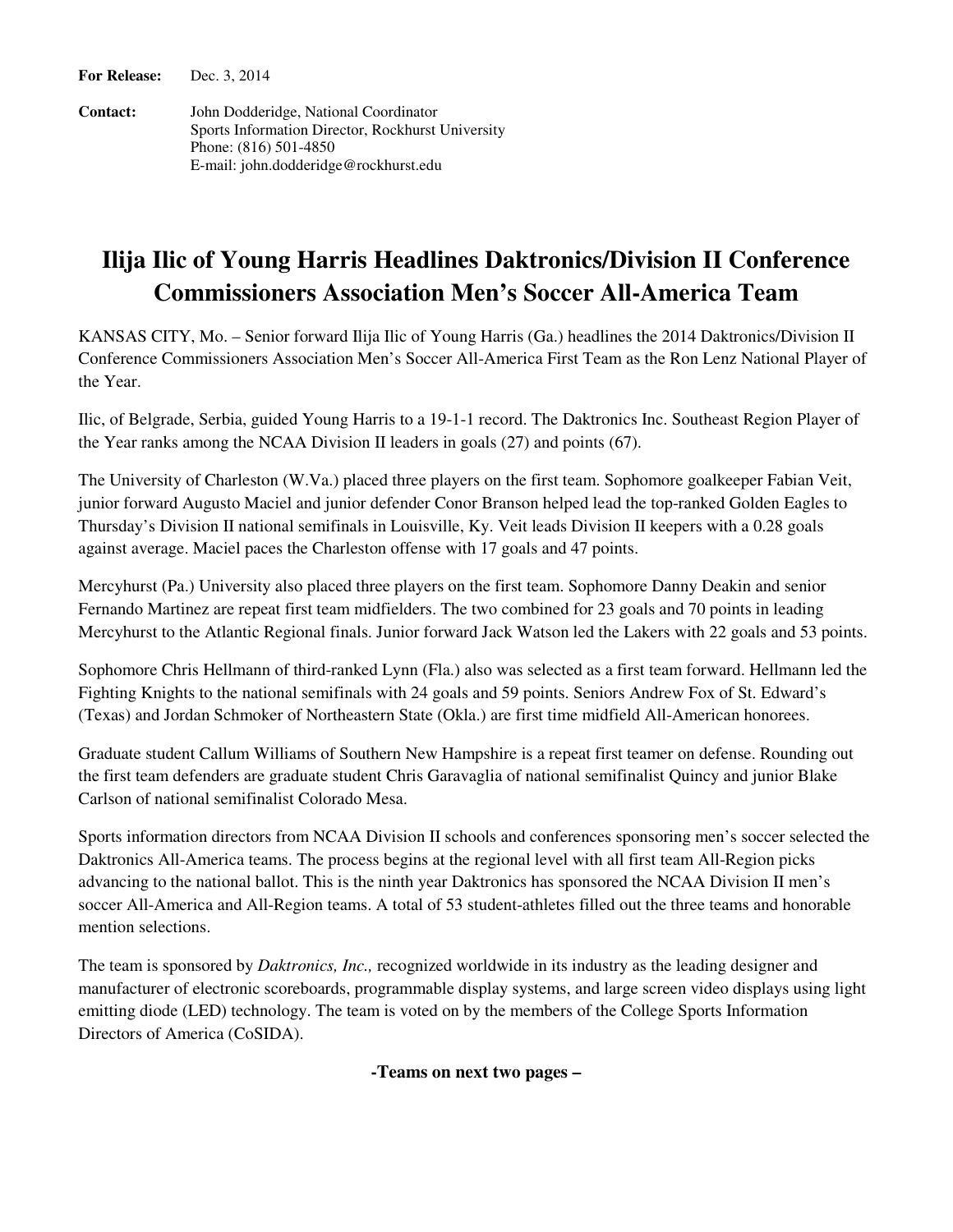**For Release:** Dec. 3, 2014

**Contact:** John Dodderidge, National Coordinator
Sports Information Director, Rockhurst University
Phone: (816) 501-4850
E-mail: john.dodderidge@rockhurst.edu

# Ilija Ilic of Young Harris Headlines Daktronics/Division II Conference Commissioners Association Men's Soccer All-America Team

KANSAS CITY, Mo. – Senior forward Ilija Ilic of Young Harris (Ga.) headlines the 2014 Daktronics/Division II Conference Commissioners Association Men's Soccer All-America First Team as the Ron Lenz National Player of the Year.

Ilic, of Belgrade, Serbia, guided Young Harris to a 19-1-1 record. The Daktronics Inc. Southeast Region Player of the Year ranks among the NCAA Division II leaders in goals (27) and points (67).

The University of Charleston (W.Va.) placed three players on the first team. Sophomore goalkeeper Fabian Veit, junior forward Augusto Maciel and junior defender Conor Branson helped lead the top-ranked Golden Eagles to Thursday's Division II national semifinals in Louisville, Ky. Veit leads Division II keepers with a 0.28 goals against average. Maciel paces the Charleston offense with 17 goals and 47 points.

Mercyhurst (Pa.) University also placed three players on the first team. Sophomore Danny Deakin and senior Fernando Martinez are repeat first team midfielders. The two combined for 23 goals and 70 points in leading Mercyhurst to the Atlantic Regional finals. Junior forward Jack Watson led the Lakers with 22 goals and 53 points.

Sophomore Chris Hellmann of third-ranked Lynn (Fla.) also was selected as a first team forward. Hellmann led the Fighting Knights to the national semifinals with 24 goals and 59 points. Seniors Andrew Fox of St. Edward's (Texas) and Jordan Schmoker of Northeastern State (Okla.) are first time midfield All-American honorees.

Graduate student Callum Williams of Southern New Hampshire is a repeat first teamer on defense. Rounding out the first team defenders are graduate student Chris Garavaglia of national semifinalist Quincy and junior Blake Carlson of national semifinalist Colorado Mesa.

Sports information directors from NCAA Division II schools and conferences sponsoring men's soccer selected the Daktronics All-America teams. The process begins at the regional level with all first team All-Region picks advancing to the national ballot. This is the ninth year Daktronics has sponsored the NCAA Division II men's soccer All-America and All-Region teams. A total of 53 student-athletes filled out the three teams and honorable mention selections.

The team is sponsored by *Daktronics, Inc.,* recognized worldwide in its industry as the leading designer and manufacturer of electronic scoreboards, programmable display systems, and large screen video displays using light emitting diode (LED) technology. The team is voted on by the members of the College Sports Information Directors of America (CoSIDA).

**-Teams on next two pages –**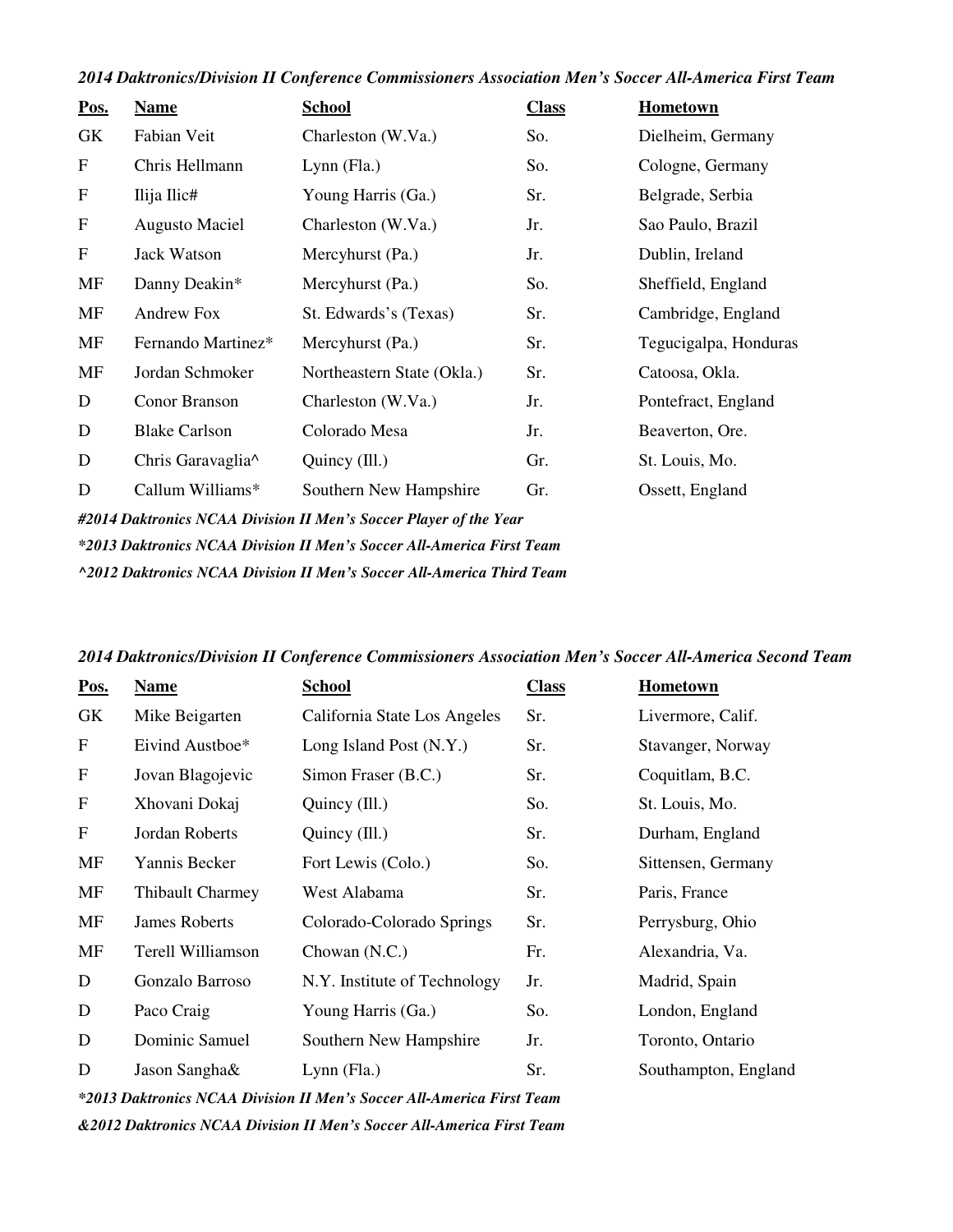***2014 Daktronics/Division II Conference Commissioners Association Men's Soccer All-America First Team***

| Pos. | Name | School | Class | Hometown |
|---|---|---|---|---|
| GK | Fabian Veit | Charleston (W.Va.) | So. | Dielheim, Germany |
| F | Chris Hellmann | Lynn (Fla.) | So. | Cologne, Germany |
| F | Ilija Ilic# | Young Harris (Ga.) | Sr. | Belgrade, Serbia |
| F | Augusto Maciel | Charleston (W.Va.) | Jr. | Sao Paulo, Brazil |
| F | Jack Watson | Mercyhurst (Pa.) | Jr. | Dublin, Ireland |
| MF | Danny Deakin* | Mercyhurst (Pa.) | So. | Sheffield, England |
| MF | Andrew Fox | St. Edwards's (Texas) | Sr. | Cambridge, England |
| MF | Fernando Martinez* | Mercyhurst (Pa.) | Sr. | Tegucigalpa, Honduras |
| MF | Jordan Schmoker | Northeastern State (Okla.) | Sr. | Catoosa, Okla. |
| D | Conor Branson | Charleston (W.Va.) | Jr. | Pontefract, England |
| D | Blake Carlson | Colorado Mesa | Jr. | Beaverton, Ore. |
| D | Chris Garavaglia^ | Quincy (Ill.) | Gr. | St. Louis, Mo. |
| D | Callum Williams* | Southern New Hampshire | Gr. | Ossett, England |

***#2014 Daktronics NCAA Division II Men's Soccer Player of the Year***

****2013 Daktronics NCAA Division II Men's Soccer All-America First Team***

***^2012 Daktronics NCAA Division II Men's Soccer All-America Third Team***

***2014 Daktronics/Division II Conference Commissioners Association Men's Soccer All-America Second Team***

| Pos. | Name | School | Class | Hometown |
|---|---|---|---|---|
| GK | Mike Beigarten | California State Los Angeles | Sr. | Livermore, Calif. |
| F | Eivind Austboe* | Long Island Post (N.Y.) | Sr. | Stavanger, Norway |
| F | Jovan Blagojevic | Simon Fraser (B.C.) | Sr. | Coquitlam, B.C. |
| F | Xhovani Dokaj | Quincy (Ill.) | So. | St. Louis, Mo. |
| F | Jordan Roberts | Quincy (Ill.) | Sr. | Durham, England |
| MF | Yannis Becker | Fort Lewis (Colo.) | So. | Sittensen, Germany |
| MF | Thibault Charmey | West Alabama | Sr. | Paris, France |
| MF | James Roberts | Colorado-Colorado Springs | Sr. | Perrysburg, Ohio |
| MF | Terell Williamson | Chowan (N.C.) | Fr. | Alexandria, Va. |
| D | Gonzalo Barroso | N.Y. Institute of Technology | Jr. | Madrid, Spain |
| D | Paco Craig | Young Harris (Ga.) | So. | London, England |
| D | Dominic Samuel | Southern New Hampshire | Jr. | Toronto, Ontario |
| D | Jason Sangha& | Lynn (Fla.) | Sr. | Southampton, England |

****2013 Daktronics NCAA Division II Men's Soccer All-America First Team***

***&2012 Daktronics NCAA Division II Men's Soccer All-America First Team***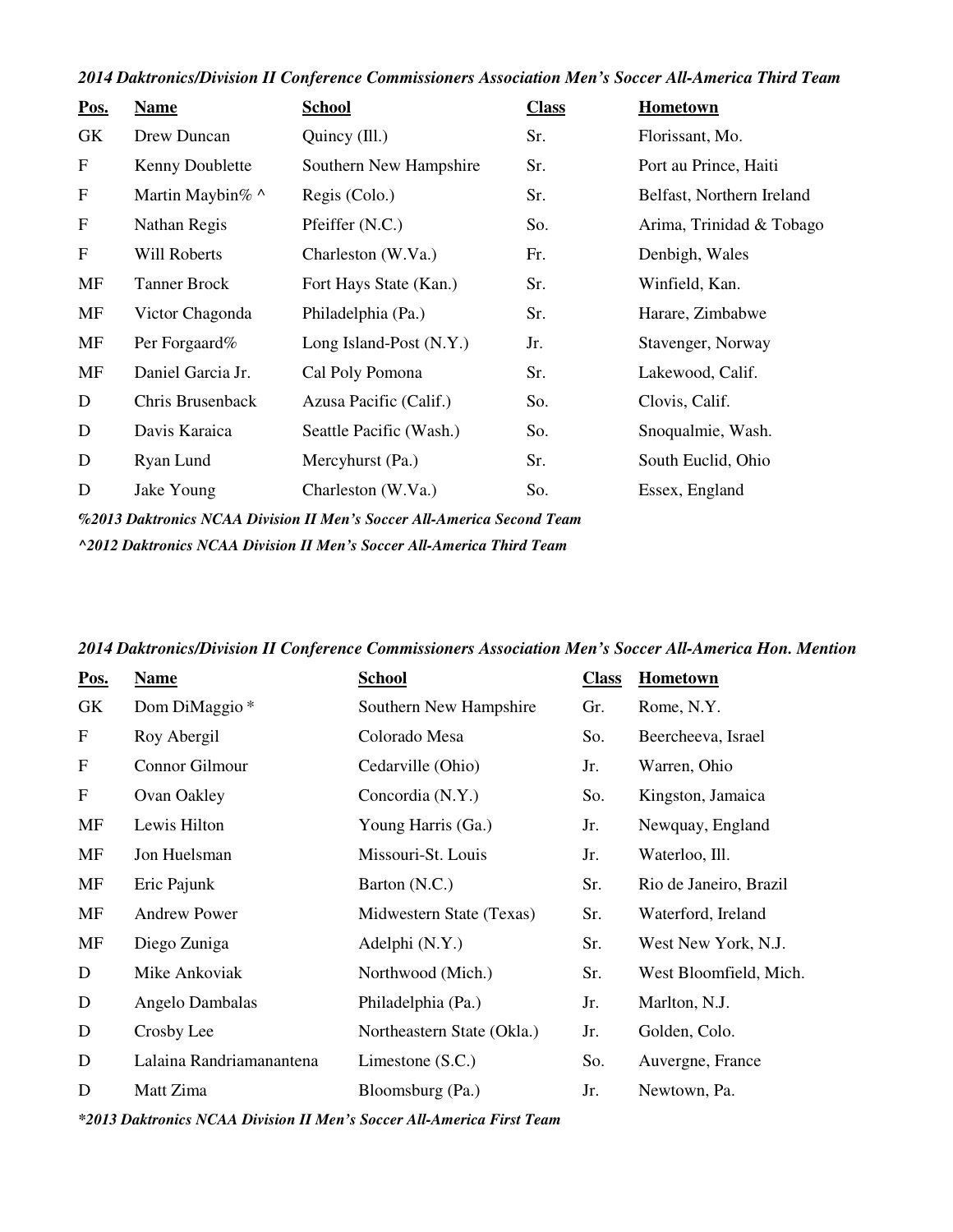***2014 Daktronics/Division II Conference Commissioners Association Men's Soccer All-America Third Team***

| Pos. | Name | School | Class | Hometown |
|---|---|---|---|---|
| GK | Drew Duncan | Quincy (Ill.) | Sr. | Florissant, Mo. |
| F | Kenny Doublette | Southern New Hampshire | Sr. | Port au Prince, Haiti |
| F | Martin Maybin% ^ | Regis (Colo.) | Sr. | Belfast, Northern Ireland |
| F | Nathan Regis | Pfeiffer (N.C.) | So. | Arima, Trinidad & Tobago |
| F | Will Roberts | Charleston (W.Va.) | Fr. | Denbigh, Wales |
| MF | Tanner Brock | Fort Hays State (Kan.) | Sr. | Winfield, Kan. |
| MF | Victor Chagonda | Philadelphia (Pa.) | Sr. | Harare, Zimbabwe |
| MF | Per Forgaard% | Long Island-Post (N.Y.) | Jr. | Stavenger, Norway |
| MF | Daniel Garcia Jr. | Cal Poly Pomona | Sr. | Lakewood, Calif. |
| D | Chris Brusenback | Azusa Pacific (Calif.) | So. | Clovis, Calif. |
| D | Davis Karaica | Seattle Pacific (Wash.) | So. | Snoqualmie, Wash. |
| D | Ryan Lund | Mercyhurst (Pa.) | Sr. | South Euclid, Ohio |
| D | Jake Young | Charleston (W.Va.) | So. | Essex, England |

***%2013 Daktronics NCAA Division II Men's Soccer All-America Second Team***

***^2012 Daktronics NCAA Division II Men's Soccer All-America Third Team***

***2014 Daktronics/Division II Conference Commissioners Association Men's Soccer All-America Hon. Mention***

| Pos. | Name | School | Class | Hometown |
|---|---|---|---|---|
| GK | Dom DiMaggio * | Southern New Hampshire | Gr. | Rome, N.Y. |
| F | Roy Abergil | Colorado Mesa | So. | Beercheeva, Israel |
| F | Connor Gilmour | Cedarville (Ohio) | Jr. | Warren, Ohio |
| F | Ovan Oakley | Concordia (N.Y.) | So. | Kingston, Jamaica |
| MF | Lewis Hilton | Young Harris (Ga.) | Jr. | Newquay, England |
| MF | Jon Huelsman | Missouri-St. Louis | Jr. | Waterloo, Ill. |
| MF | Eric Pajunk | Barton (N.C.) | Sr. | Rio de Janeiro, Brazil |
| MF | Andrew Power | Midwestern State (Texas) | Sr. | Waterford, Ireland |
| MF | Diego Zuniga | Adelphi (N.Y.) | Sr. | West New York, N.J. |
| D | Mike Ankoviak | Northwood (Mich.) | Sr. | West Bloomfield, Mich. |
| D | Angelo Dambalas | Philadelphia (Pa.) | Jr. | Marlton, N.J. |
| D | Crosby Lee | Northeastern State (Okla.) | Jr. | Golden, Colo. |
| D | Lalaina Randriamanantena | Limestone (S.C.) | So. | Auvergne, France |
| D | Matt Zima | Bloomsburg (Pa.) | Jr. | Newtown, Pa. |

***\*2013 Daktronics NCAA Division II Men's Soccer All-America First Team***